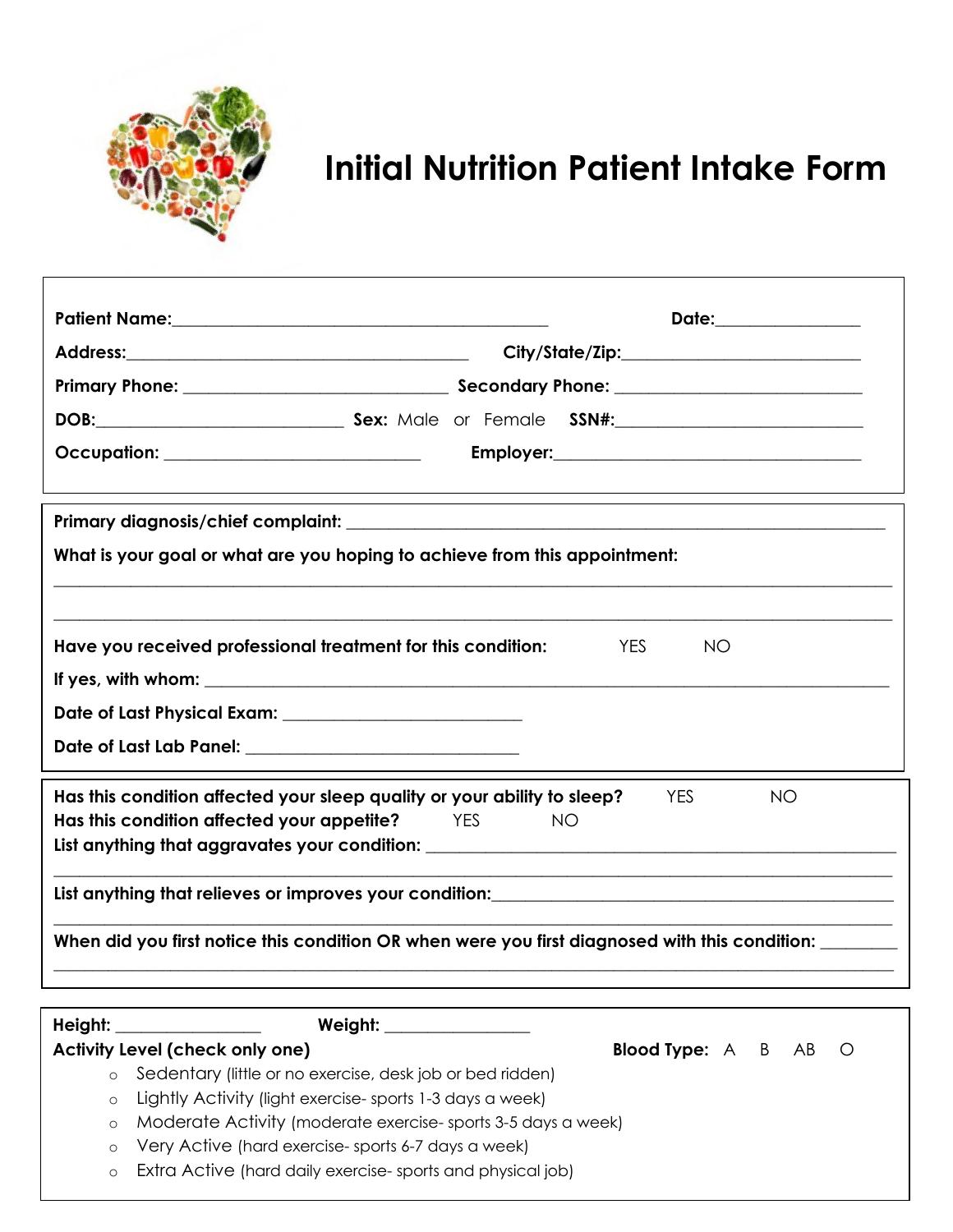# Initial Nutrition Patient Intake Form

**Patient Name:**\_\_\_\_\_\_\_\_\_\_\_\_\_\_\_\_\_\_\_\_\_\_\_\_\_\_\_\_\_\_\_\_\_\_\_\_\_\_\_\_ **Date:**\_\_\_\_\_\_\_\_\_\_\_\_\_\_\_\_

**Address:**\_\_\_\_\_\_\_\_\_\_\_\_\_\_\_\_\_\_\_\_\_\_\_\_\_\_\_\_\_\_\_\_\_\_\_\_ **City/State/Zip:**\_\_\_\_\_\_\_\_\_\_\_\_\_\_\_\_\_\_\_\_\_\_\_\_\_

**Primary Phone:** \_\_\_\_\_\_\_\_\_\_\_\_\_\_\_\_\_\_\_\_\_\_\_\_\_\_\_\_ **Secondary Phone:** \_\_\_\_\_\_\_\_\_\_\_\_\_\_\_\_\_\_\_\_\_\_\_\_\_\_\_

**DOB:**\_\_\_\_\_\_\_\_\_\_\_\_\_\_\_\_\_\_\_\_\_\_\_\_\_\_\_ **Sex:** Male or Female **SSN#:**\_\_\_\_\_\_\_\_\_\_\_\_\_\_\_\_\_\_\_\_\_\_\_\_\_\_\_

**Occupation:** \_\_\_\_\_\_\_\_\_\_\_\_\_\_\_\_\_\_\_\_\_\_\_\_\_\_\_\_ **Employer:**\_\_\_\_\_\_\_\_\_\_\_\_\_\_\_\_\_\_\_\_\_\_\_\_\_\_\_\_\_\_\_\_\_\_

---

**Primary diagnosis/chief complaint:** \_\_\_\_\_\_\_\_\_\_\_\_\_\_\_\_\_\_\_\_\_\_\_\_\_\_\_\_\_\_\_\_\_\_\_\_\_\_\_\_\_\_\_\_\_\_\_\_\_\_\_\_\_\_\_\_

**What is your goal or what are you hoping to achieve from this appointment:**

\_\_\_\_\_\_\_\_\_\_\_\_\_\_\_\_\_\_\_\_\_\_\_\_\_\_\_\_\_\_\_\_\_\_\_\_\_\_\_\_\_\_\_\_\_\_\_\_\_\_\_\_\_\_\_\_\_\_\_\_\_\_\_\_\_\_\_\_\_\_\_\_\_\_\_\_\_\_\_\_\_\_\_\_\_\_\_\_\_

\_\_\_\_\_\_\_\_\_\_\_\_\_\_\_\_\_\_\_\_\_\_\_\_\_\_\_\_\_\_\_\_\_\_\_\_\_\_\_\_\_\_\_\_\_\_\_\_\_\_\_\_\_\_\_\_\_\_\_\_\_\_\_\_\_\_\_\_\_\_\_\_\_\_\_\_\_\_\_\_\_\_\_\_\_\_\_\_\_

**Have you received professional treatment for this condition:** YES NO

**If yes, with whom:** \_\_\_\_\_\_\_\_\_\_\_\_\_\_\_\_\_\_\_\_\_\_\_\_\_\_\_\_\_\_\_\_\_\_\_\_\_\_\_\_\_\_\_\_\_\_\_\_\_\_\_\_\_\_\_\_\_\_\_\_\_\_\_\_\_\_\_\_\_\_\_

**Date of Last Physical Exam:** \_\_\_\_\_\_\_\_\_\_\_\_\_\_\_\_\_\_\_\_\_\_\_\_\_\_

**Date of Last Lab Panel:** \_\_\_\_\_\_\_\_\_\_\_\_\_\_\_\_\_\_\_\_\_\_\_\_\_\_\_\_\_\_

---

**Has this condition affected your sleep quality or your ability to sleep?** YES NO

**Has this condition affected your appetite?** YES NO

**List anything that aggravates your condition:** \_\_\_\_\_\_\_\_\_\_\_\_\_\_\_\_\_\_\_\_\_\_\_\_\_\_\_\_\_\_\_\_\_\_\_\_\_\_\_\_\_\_\_\_\_\_\_\_\_\_

\_\_\_\_\_\_\_\_\_\_\_\_\_\_\_\_\_\_\_\_\_\_\_\_\_\_\_\_\_\_\_\_\_\_\_\_\_\_\_\_\_\_\_\_\_\_\_\_\_\_\_\_\_\_\_\_\_\_\_\_\_\_\_\_\_\_\_\_\_\_\_\_\_\_\_\_\_\_\_\_\_\_\_\_\_\_\_\_\_

**List anything that relieves or improves your condition:**\_\_\_\_\_\_\_\_\_\_\_\_\_\_\_\_\_\_\_\_\_\_\_\_\_\_\_\_\_\_\_\_\_\_\_\_\_\_\_\_\_\_\_\_

\_\_\_\_\_\_\_\_\_\_\_\_\_\_\_\_\_\_\_\_\_\_\_\_\_\_\_\_\_\_\_\_\_\_\_\_\_\_\_\_\_\_\_\_\_\_\_\_\_\_\_\_\_\_\_\_\_\_\_\_\_\_\_\_\_\_\_\_\_\_\_\_\_\_\_\_\_\_\_\_\_\_\_\_\_\_\_\_\_

**When did you first notice this condition OR when were you first diagnosed with this condition:** \_\_\_\_\_\_\_\_

\_\_\_\_\_\_\_\_\_\_\_\_\_\_\_\_\_\_\_\_\_\_\_\_\_\_\_\_\_\_\_\_\_\_\_\_\_\_\_\_\_\_\_\_\_\_\_\_\_\_\_\_\_\_\_\_\_\_\_\_\_\_\_\_\_\_\_\_\_\_\_\_\_\_\_\_\_\_\_\_\_\_\_\_\_\_\_\_\_

---

**Height:** \_\_\_\_\_\_\_\_\_\_\_\_\_\_\_\_ **Weight:** \_\_\_\_\_\_\_\_\_\_\_\_\_\_\_\_

**Activity Level (check only one)** **Blood Type:** A B AB O

- Sedentary (little or no exercise, desk job or bed ridden)
- Lightly Activity (light exercise- sports 1-3 days a week)
- Moderate Activity (moderate exercise- sports 3-5 days a week)
- Very Active (hard exercise- sports 6-7 days a week)
- Extra Active (hard daily exercise- sports and physical job)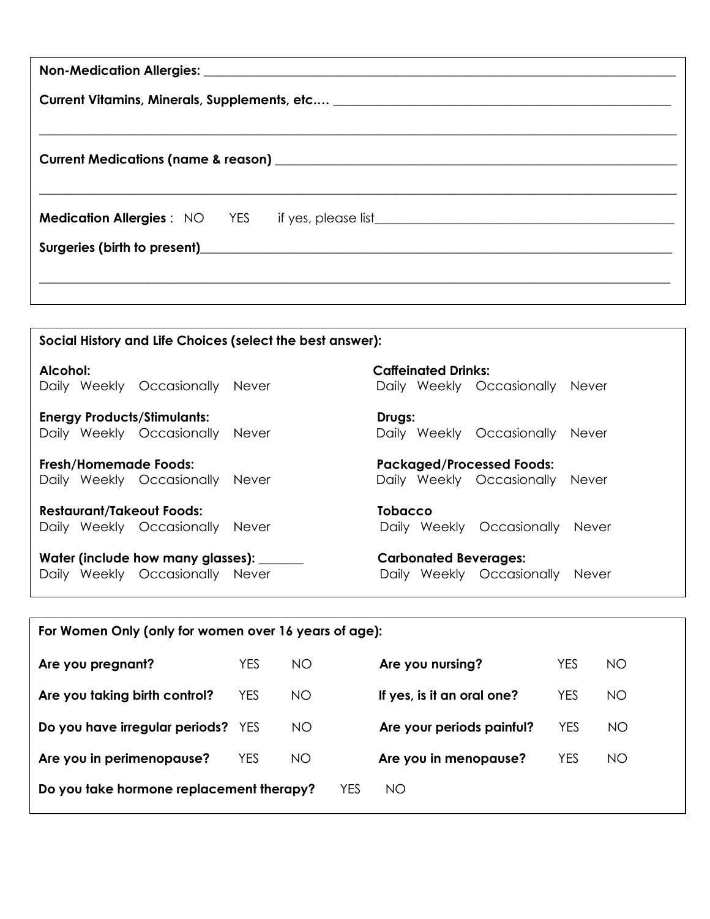**Non-Medication Allergies:** ____________________________________________________________

**Current Vitamins, Minerals, Supplements, etc….** ____________________________________________

______________________________________________________________________________

**Current Medications (name & reason)** ____________________________________________________

______________________________________________________________________________

**Medication Allergies** : NO YES if yes, please list______________________________________

**Surgeries (birth to present)**__________________________________________________________

______________________________________________________________________________

**Social History and Life Choices (select the best answer):**

**Alcohol:**
Daily Weekly Occasionally Never

**Caffeinated Drinks:**
Daily Weekly Occasionally Never

**Energy Products/Stimulants:**
Daily Weekly Occasionally Never

**Drugs:**
Daily Weekly Occasionally Never

**Fresh/Homemade Foods:**
Daily Weekly Occasionally Never

**Packaged/Processed Foods:**
Daily Weekly Occasionally Never

**Restaurant/Takeout Foods:**
Daily Weekly Occasionally Never

**Tobacco**
Daily Weekly Occasionally Never

**Water (include how many glasses):** _______
Daily Weekly Occasionally Never

**Carbonated Beverages:**
Daily Weekly Occasionally Never

**For Women Only (only for women over 16 years of age):**

**Are you pregnant?** YES NO

**Are you nursing?** YES NO

**Are you taking birth control?** YES NO

**If yes, is it an oral one?** YES NO

**Do you have irregular periods?** YES NO

**Are your periods painful?** YES NO

**Are you in perimenopause?** YES NO

**Are you in menopause?** YES NO

**Do you take hormone replacement therapy?** YES NO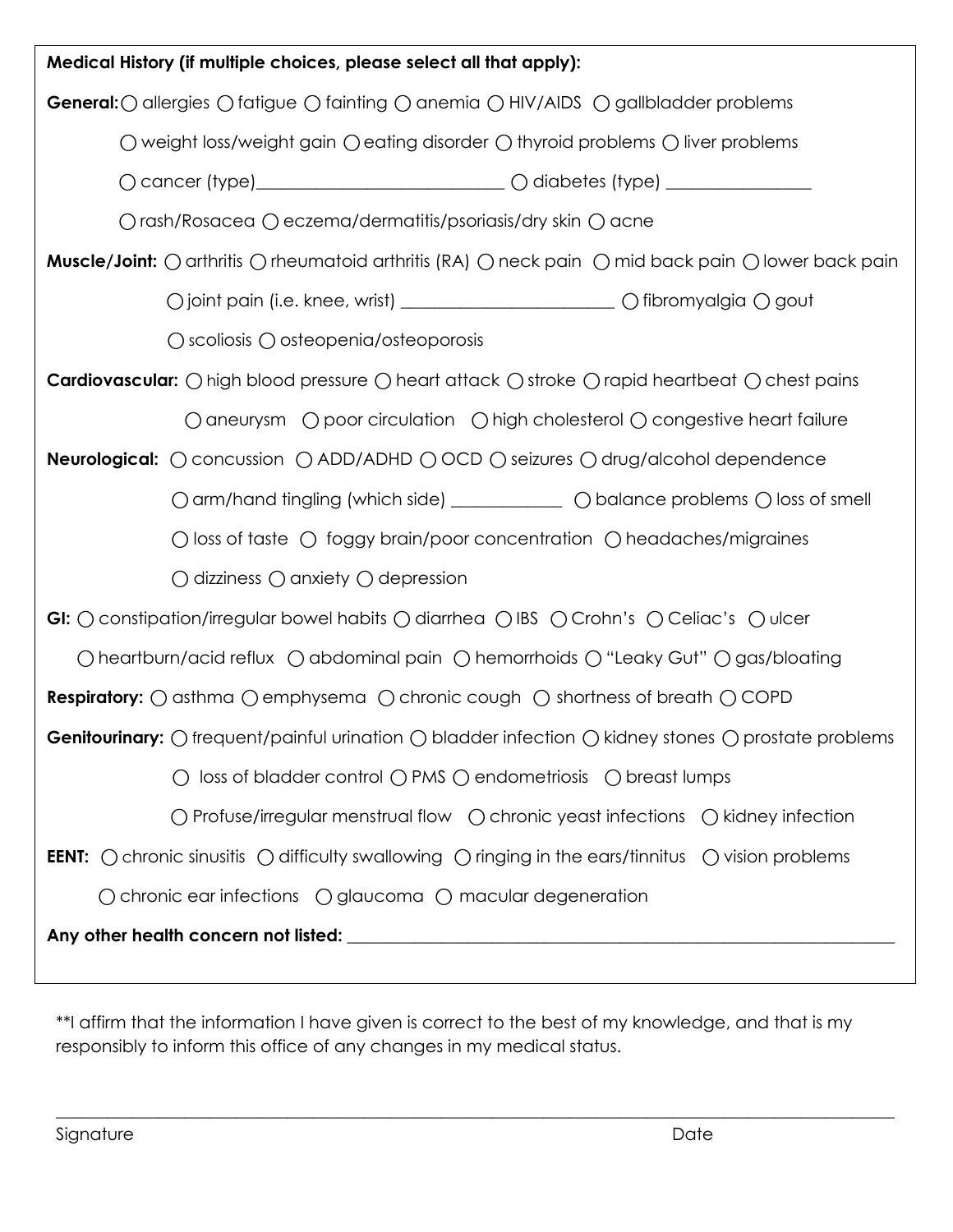**Medical History (if multiple choices, please select all that apply):**

**General:** ○ allergies ○ fatigue ○ fainting ○ anemia ○ HIV/AIDS ○ gallbladder problems

○ weight loss/weight gain ○ eating disorder ○ thyroid problems ○ liver problems

○ cancer (type)____________________________ ○ diabetes (type) ________________

○ rash/Rosacea ○ eczema/dermatitis/psoriasis/dry skin ○ acne

**Muscle/Joint:** ○ arthritis ○ rheumatoid arthritis (RA) ○ neck pain ○ mid back pain ○ lower back pain

○ joint pain (i.e. knee, wrist) ________________________ ○ fibromyalgia ○ gout

○ scoliosis ○ osteopenia/osteoporosis

**Cardiovascular:** ○ high blood pressure ○ heart attack ○ stroke ○ rapid heartbeat ○ chest pains

○ aneurysm ○ poor circulation ○ high cholesterol ○ congestive heart failure

**Neurological:** ○ concussion ○ ADD/ADHD ○ OCD ○ seizures ○ drug/alcohol dependence

○ arm/hand tingling (which side) ____________ ○ balance problems ○ loss of smell

○ loss of taste ○ foggy brain/poor concentration ○ headaches/migraines

○ dizziness ○ anxiety ○ depression

**GI:** ○ constipation/irregular bowel habits ○ diarrhea ○ IBS ○ Crohn's ○ Celiac's ○ ulcer

○ heartburn/acid reflux ○ abdominal pain ○ hemorrhoids ○ "Leaky Gut" ○ gas/bloating

**Respiratory:** ○ asthma ○ emphysema ○ chronic cough ○ shortness of breath ○ COPD

**Genitourinary:** ○ frequent/painful urination ○ bladder infection ○ kidney stones ○ prostate problems

○ loss of bladder control ○ PMS ○ endometriosis ○ breast lumps

○ Profuse/irregular menstrual flow ○ chronic yeast infections ○ kidney infection

**EENT:** ○ chronic sinusitis ○ difficulty swallowing ○ ringing in the ears/tinnitus ○ vision problems

○ chronic ear infections ○ glaucoma ○ macular degeneration

**Any other health concern not listed:** ______________________________________________________________

**I affirm that the information I have given is correct to the best of my knowledge, and that is my responsibly to inform this office of any changes in my medical status.

_____________________________________________________________________________________________

Signature Date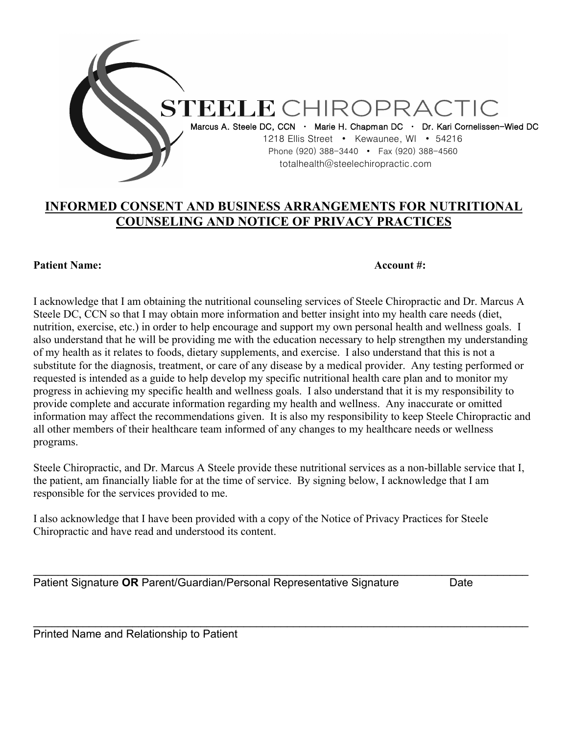STEELE CHIROPRACTIC

Marcus A. Steele DC, CCN • Marie H. Chapman DC • Dr. Kari Cornelissen-Wied DC

1218 Ellis Street • Kewaunee, WI • 54216

Phone (920) 388-3440 • Fax (920) 388-4560

totalhealth@steelechiropractic.com

# INFORMED CONSENT AND BUSINESS ARRANGEMENTS FOR NUTRITIONAL COUNSELING AND NOTICE OF PRIVACY PRACTICES

**Patient Name:** **Account #:**

I acknowledge that I am obtaining the nutritional counseling services of Steele Chiropractic and Dr. Marcus A Steele DC, CCN so that I may obtain more information and better insight into my health care needs (diet, nutrition, exercise, etc.) in order to help encourage and support my own personal health and wellness goals. I also understand that he will be providing me with the education necessary to help strengthen my understanding of my health as it relates to foods, dietary supplements, and exercise. I also understand that this is not a substitute for the diagnosis, treatment, or care of any disease by a medical provider. Any testing performed or requested is intended as a guide to help develop my specific nutritional health care plan and to monitor my progress in achieving my specific health and wellness goals. I also understand that it is my responsibility to provide complete and accurate information regarding my health and wellness. Any inaccurate or omitted information may affect the recommendations given. It is also my responsibility to keep Steele Chiropractic and all other members of their healthcare team informed of any changes to my healthcare needs or wellness programs.

Steele Chiropractic, and Dr. Marcus A Steele provide these nutritional services as a non-billable service that I, the patient, am financially liable for at the time of service. By signing below, I acknowledge that I am responsible for the services provided to me.

I also acknowledge that I have been provided with a copy of the Notice of Privacy Practices for Steele Chiropractic and have read and understood its content.

\_\_\_\_\_\_\_\_\_\_\_\_\_\_\_\_\_\_\_\_\_\_\_\_\_\_\_\_\_\_\_\_\_\_\_\_\_\_\_\_\_\_\_\_\_\_\_\_\_\_\_\_\_\_\_\_\_\_\_\_\_\_\_\_\_\_\_\_\_\_\_\_

Patient Signature **OR** Parent/Guardian/Personal Representative Signature Date

\_\_\_\_\_\_\_\_\_\_\_\_\_\_\_\_\_\_\_\_\_\_\_\_\_\_\_\_\_\_\_\_\_\_\_\_\_\_\_\_\_\_\_\_\_\_\_\_\_\_\_\_\_\_\_\_\_\_\_\_\_\_\_\_\_\_\_\_\_\_\_\_

Printed Name and Relationship to Patient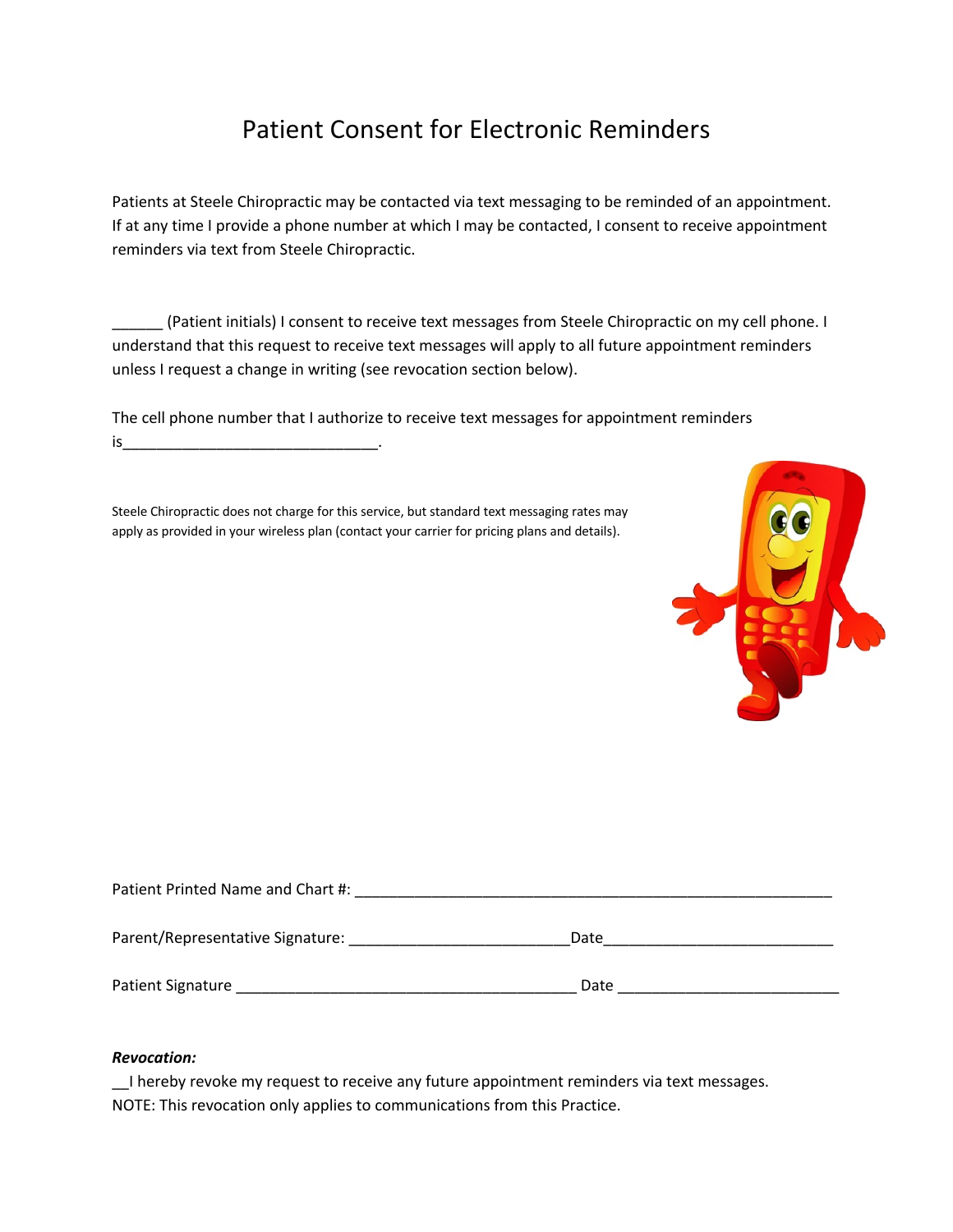# Patient Consent for Electronic Reminders

Patients at Steele Chiropractic may be contacted via text messaging to be reminded of an appointment. If at any time I provide a phone number at which I may be contacted, I consent to receive appointment reminders via text from Steele Chiropractic.

______ (Patient initials) I consent to receive text messages from Steele Chiropractic on my cell phone. I understand that this request to receive text messages will apply to all future appointment reminders unless I request a change in writing (see revocation section below).

The cell phone number that I authorize to receive text messages for appointment reminders is______________________________.

Steele Chiropractic does not charge for this service, but standard text messaging rates may apply as provided in your wireless plan (contact your carrier for pricing plans and details).

Patient Printed Name and Chart #: ________________________________________________________

Parent/Representative Signature: __________________________Date___________________________

Patient Signature ________________________________________ Date __________________________

***Revocation:***

__I hereby revoke my request to receive any future appointment reminders via text messages.

NOTE: This revocation only applies to communications from this Practice.